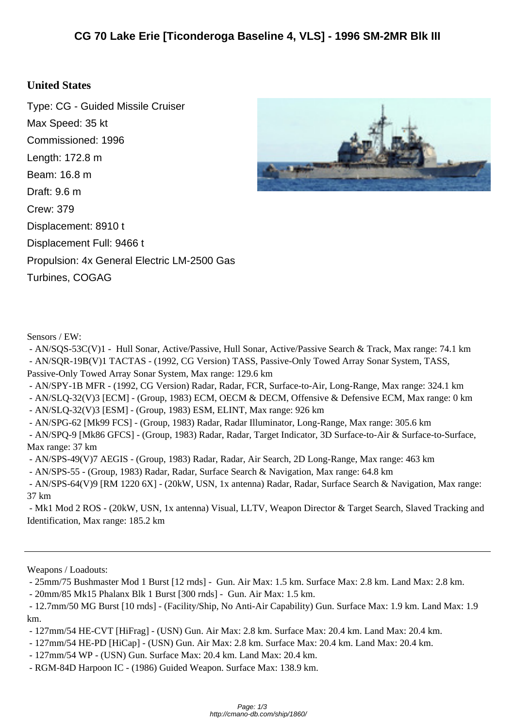# CG 70 Lake Erie [Ticonderoga Baseline 4, VLS] - 1996 SM-2MR Blk III

## United States

Type: CG - Guided Missile Cruiser

Max Speed: 35 kt

Commissioned: 1996

Length: 172.8 m

Beam: 16.8 m

Draft: 9.6 m

Crew: 379

Displacement: 8910 t

Displacement Full: 9466 t

Propulsion: 4x General Electric LM-2500 Gas Turbines, COGAG

Sensors / EW:

- AN/SQS-53C(V)1 - Hull Sonar, Active/Passive, Hull Sonar, Active/Passive Search & Track, Max range: 74.1 km
- AN/SQR-19B(V)1 TACTAS - (1992, CG Version) TASS, Passive-Only Towed Array Sonar System, TASS, Passive-Only Towed Array Sonar System, Max range: 129.6 km
- AN/SPY-1B MFR - (1992, CG Version) Radar, Radar, FCR, Surface-to-Air, Long-Range, Max range: 324.1 km
- AN/SLQ-32(V)3 [ECM] - (Group, 1983) ECM, OECM & DECM, Offensive & Defensive ECM, Max range: 0 km
- AN/SLQ-32(V)3 [ESM] - (Group, 1983) ESM, ELINT, Max range: 926 km
- AN/SPG-62 [Mk99 FCS] - (Group, 1983) Radar, Radar Illuminator, Long-Range, Max range: 305.6 km
- AN/SPQ-9 [Mk86 GFCS] - (Group, 1983) Radar, Radar, Target Indicator, 3D Surface-to-Air & Surface-to-Surface, Max range: 37 km
- AN/SPS-49(V)7 AEGIS - (Group, 1983) Radar, Radar, Air Search, 2D Long-Range, Max range: 463 km
- AN/SPS-55 - (Group, 1983) Radar, Radar, Surface Search & Navigation, Max range: 64.8 km
- AN/SPS-64(V)9 [RM 1220 6X] - (20kW, USN, 1x antenna) Radar, Radar, Surface Search & Navigation, Max range: 37 km
- Mk1 Mod 2 ROS - (20kW, USN, 1x antenna) Visual, LLTV, Weapon Director & Target Search, Slaved Tracking and Identification, Max range: 185.2 km

---

Weapons / Loadouts:

- 25mm/75 Bushmaster Mod 1 Burst [12 rnds] - Gun. Air Max: 1.5 km. Surface Max: 2.8 km. Land Max: 2.8 km.
- 20mm/85 Mk15 Phalanx Blk 1 Burst [300 rnds] - Gun. Air Max: 1.5 km.
- 12.7mm/50 MG Burst [10 rnds] - (Facility/Ship, No Anti-Air Capability) Gun. Surface Max: 1.9 km. Land Max: 1.9 km.
- 127mm/54 HE-CVT [HiFrag] - (USN) Gun. Air Max: 2.8 km. Surface Max: 20.4 km. Land Max: 20.4 km.
- 127mm/54 HE-PD [HiCap] - (USN) Gun. Air Max: 2.8 km. Surface Max: 20.4 km. Land Max: 20.4 km.
- 127mm/54 WP - (USN) Gun. Surface Max: 20.4 km. Land Max: 20.4 km.
- RGM-84D Harpoon IC - (1986) Guided Weapon. Surface Max: 138.9 km.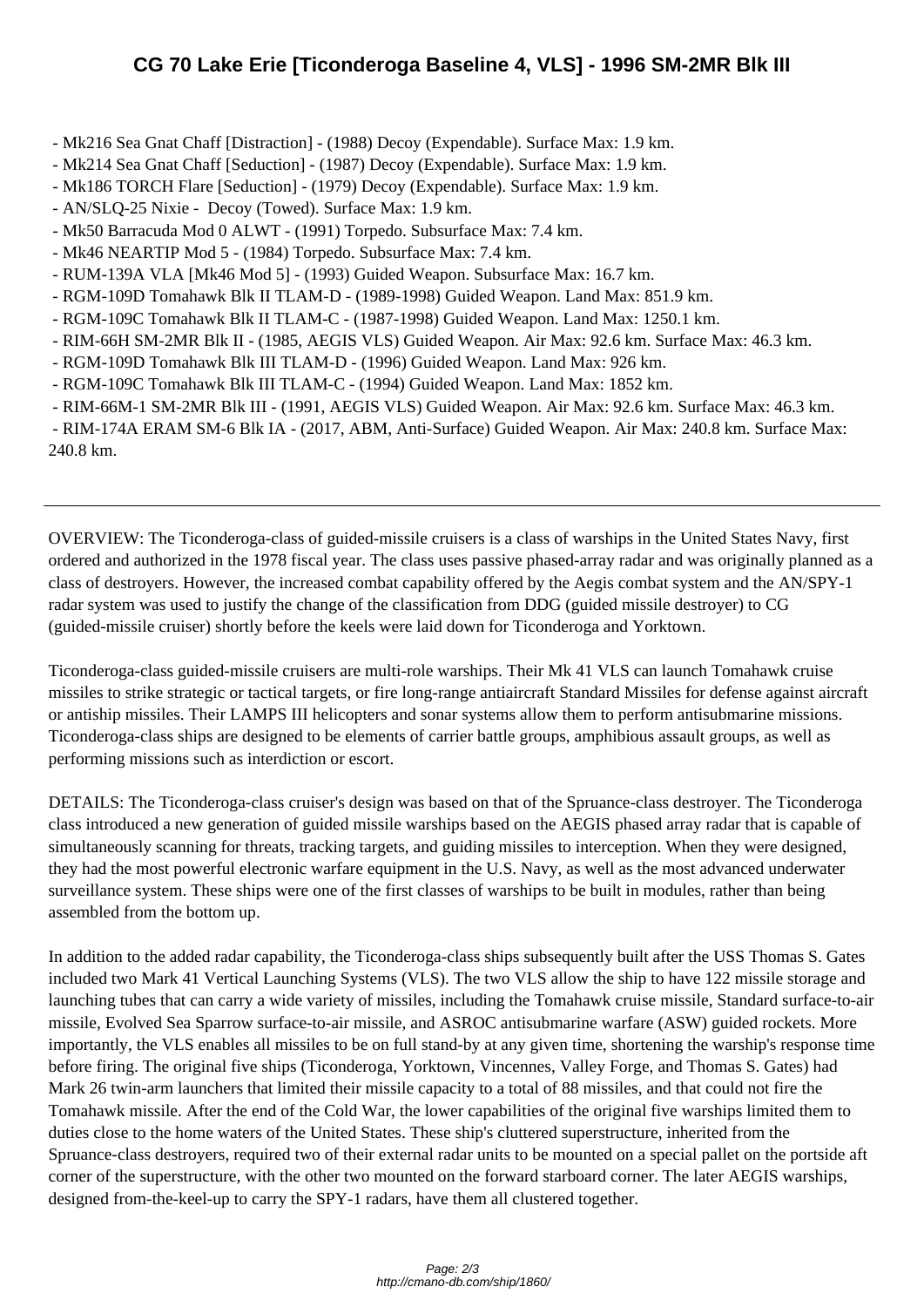- Mk216 Sea Gnat Chaff [Distraction] - (1988) Decoy (Expendable). Surface Max: 1.9 km.
- Mk214 Sea Gnat Chaff [Seduction] - (1987) Decoy (Expendable). Surface Max: 1.9 km.
- Mk186 TORCH Flare [Seduction] - (1979) Decoy (Expendable). Surface Max: 1.9 km.
- AN/SLQ-25 Nixie - Decoy (Towed). Surface Max: 1.9 km.
- Mk50 Barracuda Mod 0 ALWT - (1991) Torpedo. Subsurface Max: 7.4 km.
- Mk46 NEARTIP Mod 5 - (1984) Torpedo. Subsurface Max: 7.4 km.
- RUM-139A VLA [Mk46 Mod 5] - (1993) Guided Weapon. Subsurface Max: 16.7 km.
- RGM-109D Tomahawk Blk II TLAM-D - (1989-1998) Guided Weapon. Land Max: 851.9 km.
- RGM-109C Tomahawk Blk II TLAM-C - (1987-1998) Guided Weapon. Land Max: 1250.1 km.
- RIM-66H SM-2MR Blk II - (1985, AEGIS VLS) Guided Weapon. Air Max: 92.6 km. Surface Max: 46.3 km.
- RGM-109D Tomahawk Blk III TLAM-D - (1996) Guided Weapon. Land Max: 926 km.
- RGM-109C Tomahawk Blk III TLAM-C - (1994) Guided Weapon. Land Max: 1852 km.
- RIM-66M-1 SM-2MR Blk III - (1991, AEGIS VLS) Guided Weapon. Air Max: 92.6 km. Surface Max: 46.3 km.
- RIM-174A ERAM SM-6 Blk IA - (2017, ABM, Anti-Surface) Guided Weapon. Air Max: 240.8 km. Surface Max: 240.8 km.

---

OVERVIEW: The Ticonderoga-class of guided-missile cruisers is a class of warships in the United States Navy, first ordered and authorized in the 1978 fiscal year. The class uses passive phased-array radar and was originally planned as a class of destroyers. However, the increased combat capability offered by the Aegis combat system and the AN/SPY-1 radar system was used to justify the change of the classification from DDG (guided missile destroyer) to CG (guided-missile cruiser) shortly before the keels were laid down for Ticonderoga and Yorktown.

Ticonderoga-class guided-missile cruisers are multi-role warships. Their Mk 41 VLS can launch Tomahawk cruise missiles to strike strategic or tactical targets, or fire long-range antiaircraft Standard Missiles for defense against aircraft or antiship missiles. Their LAMPS III helicopters and sonar systems allow them to perform antisubmarine missions. Ticonderoga-class ships are designed to be elements of carrier battle groups, amphibious assault groups, as well as performing missions such as interdiction or escort.

DETAILS: The Ticonderoga-class cruiser's design was based on that of the Spruance-class destroyer. The Ticonderoga class introduced a new generation of guided missile warships based on the AEGIS phased array radar that is capable of simultaneously scanning for threats, tracking targets, and guiding missiles to interception. When they were designed, they had the most powerful electronic warfare equipment in the U.S. Navy, as well as the most advanced underwater surveillance system. These ships were one of the first classes of warships to be built in modules, rather than being assembled from the bottom up.

In addition to the added radar capability, the Ticonderoga-class ships subsequently built after the USS Thomas S. Gates included two Mark 41 Vertical Launching Systems (VLS). The two VLS allow the ship to have 122 missile storage and launching tubes that can carry a wide variety of missiles, including the Tomahawk cruise missile, Standard surface-to-air missile, Evolved Sea Sparrow surface-to-air missile, and ASROC antisubmarine warfare (ASW) guided rockets. More importantly, the VLS enables all missiles to be on full stand-by at any given time, shortening the warship's response time before firing. The original five ships (Ticonderoga, Yorktown, Vincennes, Valley Forge, and Thomas S. Gates) had Mark 26 twin-arm launchers that limited their missile capacity to a total of 88 missiles, and that could not fire the Tomahawk missile. After the end of the Cold War, the lower capabilities of the original five warships limited them to duties close to the home waters of the United States. These ship's cluttered superstructure, inherited from the Spruance-class destroyers, required two of their external radar units to be mounted on a special pallet on the portside aft corner of the superstructure, with the other two mounted on the forward starboard corner. The later AEGIS warships, designed from-the-keel-up to carry the SPY-1 radars, have them all clustered together.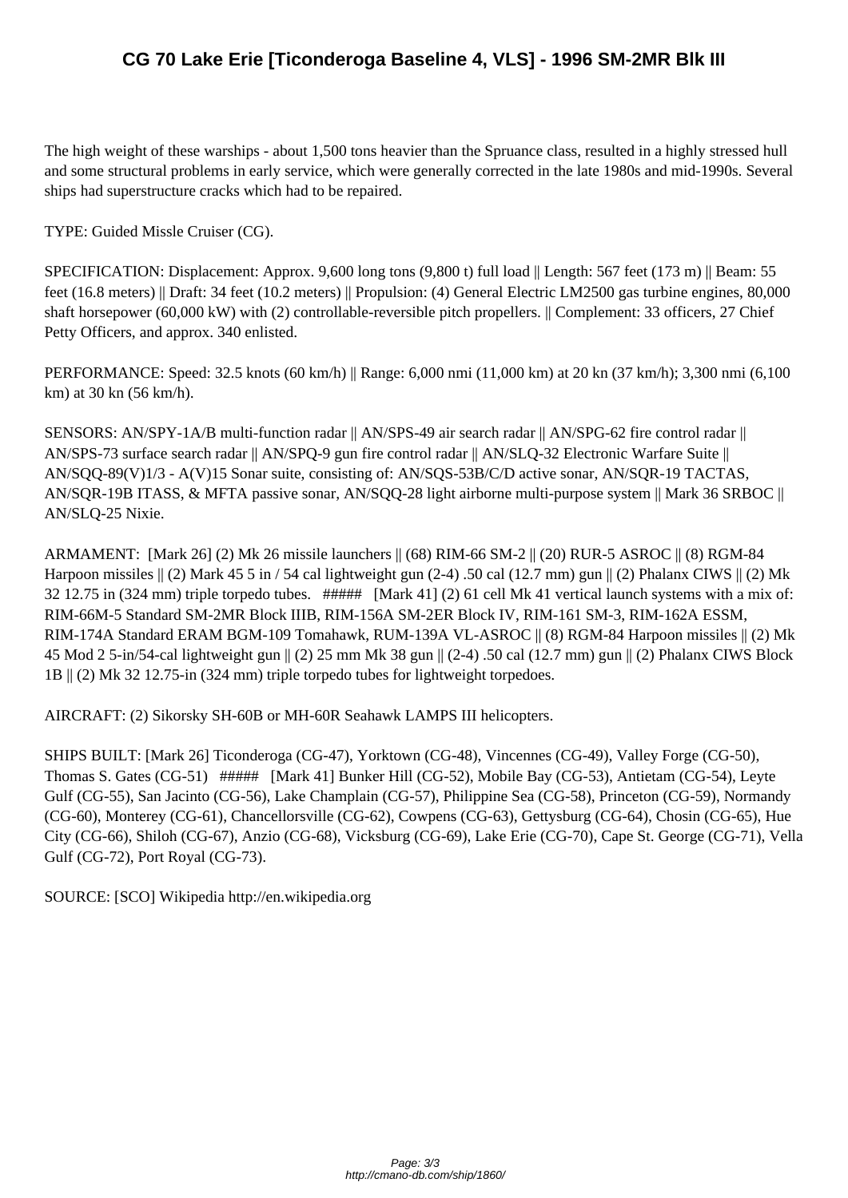The high weight of these warships - about 1,500 tons heavier than the Spruance class, resulted in a highly stressed hull and some structural problems in early service, which were generally corrected in the late 1980s and mid-1990s. Several ships had superstructure cracks which had to be repaired.

TYPE: Guided Missle Cruiser (CG).

SPECIFICATION: Displacement: Approx. 9,600 long tons (9,800 t) full load || Length: 567 feet (173 m) || Beam: 55 feet (16.8 meters) || Draft: 34 feet (10.2 meters) || Propulsion: (4) General Electric LM2500 gas turbine engines, 80,000 shaft horsepower (60,000 kW) with (2) controllable-reversible pitch propellers. || Complement: 33 officers, 27 Chief Petty Officers, and approx. 340 enlisted.

PERFORMANCE: Speed: 32.5 knots (60 km/h) || Range: 6,000 nmi (11,000 km) at 20 kn (37 km/h); 3,300 nmi (6,100 km) at 30 kn (56 km/h).

SENSORS: AN/SPY-1A/B multi-function radar || AN/SPS-49 air search radar || AN/SPG-62 fire control radar || AN/SPS-73 surface search radar || AN/SPQ-9 gun fire control radar || AN/SLQ-32 Electronic Warfare Suite || AN/SQQ-89(V)1/3 - A(V)15 Sonar suite, consisting of: AN/SQS-53B/C/D active sonar, AN/SQR-19 TACTAS, AN/SQR-19B ITASS, & MFTA passive sonar, AN/SQQ-28 light airborne multi-purpose system || Mark 36 SRBOC || AN/SLQ-25 Nixie.

ARMAMENT: [Mark 26] (2) Mk 26 missile launchers || (68) RIM-66 SM-2 || (20) RUR-5 ASROC || (8) RGM-84 Harpoon missiles || (2) Mark 45 5 in / 54 cal lightweight gun (2-4) .50 cal (12.7 mm) gun || (2) Phalanx CIWS || (2) Mk 32 12.75 in (324 mm) triple torpedo tubes. ##### [Mark 41] (2) 61 cell Mk 41 vertical launch systems with a mix of: RIM-66M-5 Standard SM-2MR Block IIIB, RIM-156A SM-2ER Block IV, RIM-161 SM-3, RIM-162A ESSM, RIM-174A Standard ERAM BGM-109 Tomahawk, RUM-139A VL-ASROC || (8) RGM-84 Harpoon missiles || (2) Mk 45 Mod 2 5-in/54-cal lightweight gun || (2) 25 mm Mk 38 gun || (2-4) .50 cal (12.7 mm) gun || (2) Phalanx CIWS Block 1B || (2) Mk 32 12.75-in (324 mm) triple torpedo tubes for lightweight torpedoes.

AIRCRAFT: (2) Sikorsky SH-60B or MH-60R Seahawk LAMPS III helicopters.

SHIPS BUILT: [Mark 26] Ticonderoga (CG-47), Yorktown (CG-48), Vincennes (CG-49), Valley Forge (CG-50), Thomas S. Gates (CG-51) ##### [Mark 41] Bunker Hill (CG-52), Mobile Bay (CG-53), Antietam (CG-54), Leyte Gulf (CG-55), San Jacinto (CG-56), Lake Champlain (CG-57), Philippine Sea (CG-58), Princeton (CG-59), Normandy (CG-60), Monterey (CG-61), Chancellorsville (CG-62), Cowpens (CG-63), Gettysburg (CG-64), Chosin (CG-65), Hue City (CG-66), Shiloh (CG-67), Anzio (CG-68), Vicksburg (CG-69), Lake Erie (CG-70), Cape St. George (CG-71), Vella Gulf (CG-72), Port Royal (CG-73).

SOURCE: [SCO] Wikipedia http://en.wikipedia.org